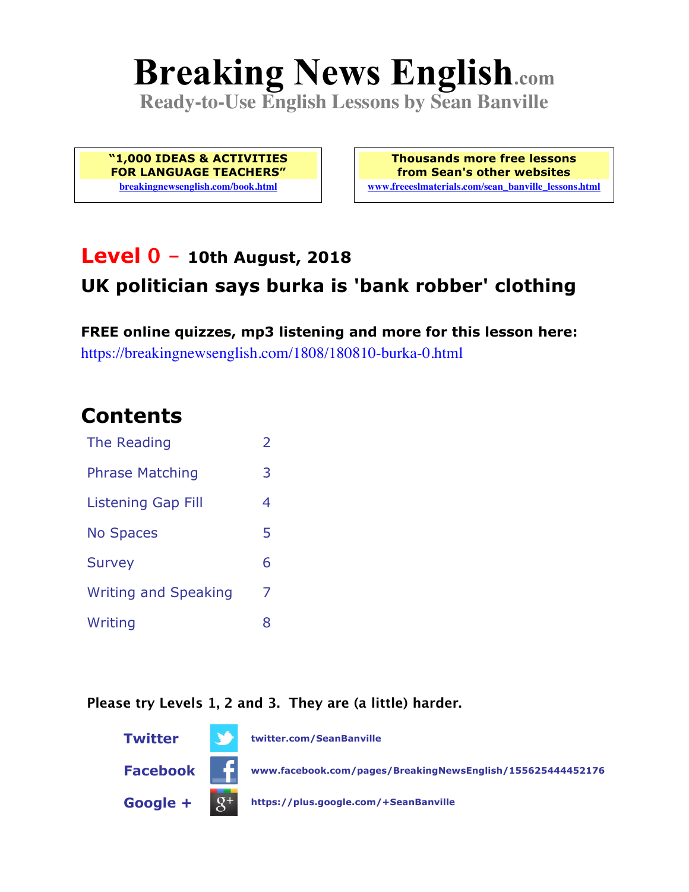# Breaking News English.com

**Ready-to-Use English Lessons by Sean Banville**

**"1,000 IDEAS & ACTIVITIES FOR LANGUAGE TEACHERS"**
breakingnewsenglish.com/book.html

**Thousands more free lessons from Sean's other websites**
www.freeeslmaterials.com/sean_banville_lessons.html

## Level 0 – 10th August, 2018

## UK politician says burka is 'bank robber' clothing

**FREE online quizzes, mp3 listening and more for this lesson here:**
https://breakingnewsenglish.com/1808/180810-burka-0.html

## Contents

| | |
|---|---|
| The Reading | 2 |
| Phrase Matching | 3 |
| Listening Gap Fill | 4 |
| No Spaces | 5 |
| Survey | 6 |
| Writing and Speaking | 7 |
| Writing | 8 |

**Please try Levels 1, 2 and 3. They are (a little) harder.**

**Twitter** twitter.com/SeanBanville

**Facebook** www.facebook.com/pages/BreakingNewsEnglish/155625444452176

**Google +** https://plus.google.com/+SeanBanville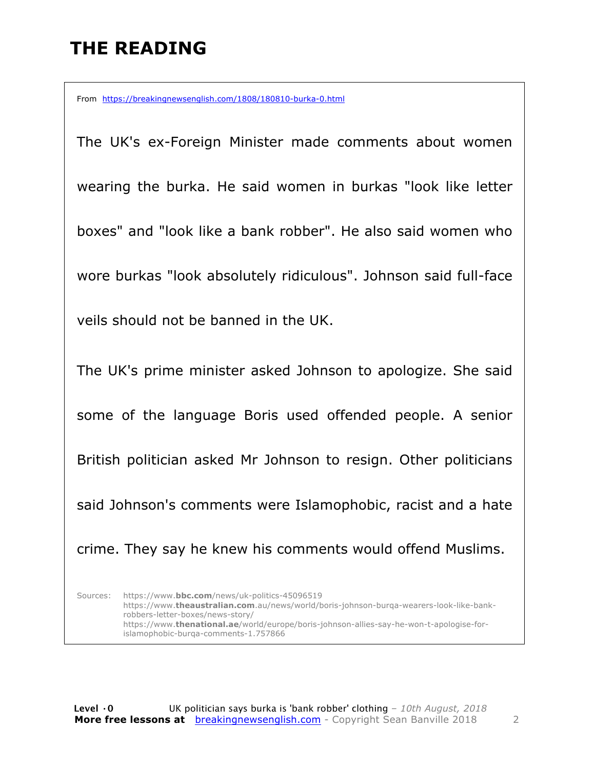# THE READING

From https://breakingnewsenglish.com/1808/180810-burka-0.html

The UK's ex-Foreign Minister made comments about women wearing the burka. He said women in burkas "look like letter boxes" and "look like a bank robber". He also said women who wore burkas "look absolutely ridiculous". Johnson said full-face veils should not be banned in the UK.

The UK's prime minister asked Johnson to apologize. She said some of the language Boris used offended people. A senior British politician asked Mr Johnson to resign. Other politicians said Johnson's comments were Islamophobic, racist and a hate crime. They say he knew his comments would offend Muslims.

Sources:
https://www.bbc.com/news/uk-politics-45096519
https://www.theaustralian.com.au/news/world/boris-johnson-burqa-wearers-look-like-bank-robbers-letter-boxes/news-story/
https://www.thenational.ae/world/europe/boris-johnson-allies-say-he-won-t-apologise-for-islamophobic-burqa-comments-1.757866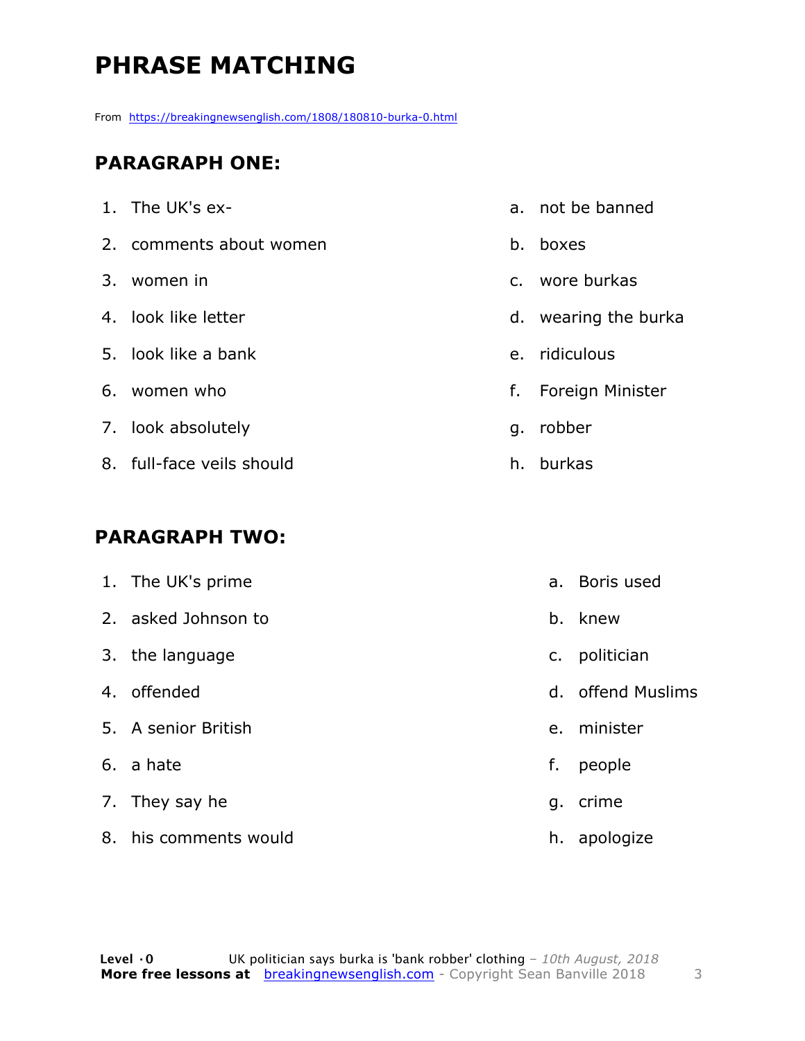# PHRASE MATCHING

From https://breakingnewsenglish.com/1808/180810-burka-0.html

## PARAGRAPH ONE:

| | |
|---|---|
| 1. The UK's ex- | a. not be banned |
| 2. comments about women | b. boxes |
| 3. women in | c. wore burkas |
| 4. look like letter | d. wearing the burka |
| 5. look like a bank | e. ridiculous |
| 6. women who | f. Foreign Minister |
| 7. look absolutely | g. robber |
| 8. full-face veils should | h. burkas |

## PARAGRAPH TWO:

| | |
|---|---|
| 1. The UK's prime | a. Boris used |
| 2. asked Johnson to | b. knew |
| 3. the language | c. politician |
| 4. offended | d. offend Muslims |
| 5. A senior British | e. minister |
| 6. a hate | f. people |
| 7. They say he | g. crime |
| 8. his comments would | h. apologize |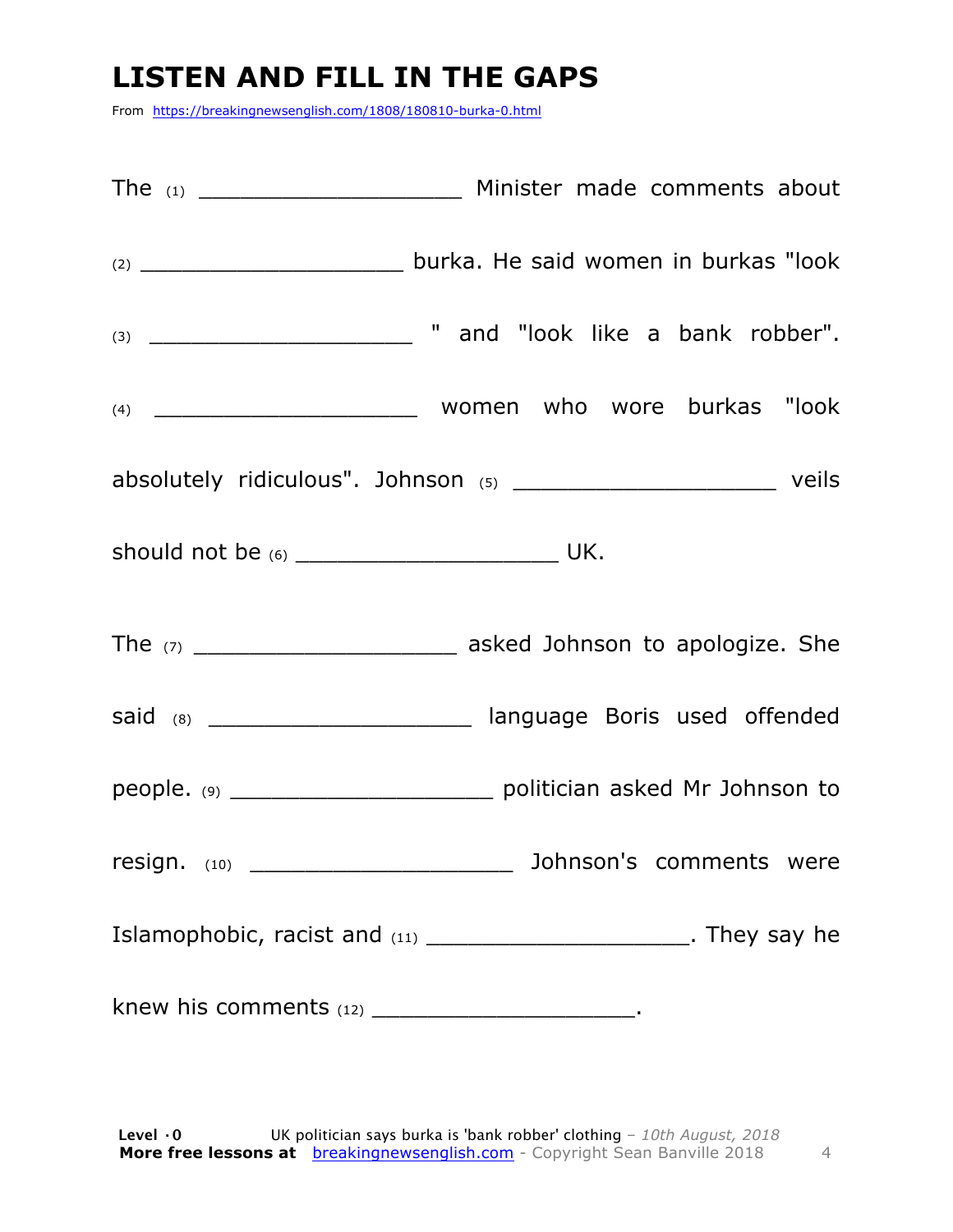# LISTEN AND FILL IN THE GAPS

From https://breakingnewsenglish.com/1808/180810-burka-0.html

The (1) ____________________ Minister made comments about (2) ____________________ burka. He said women in burkas "look (3) ____________________ " and "look like a bank robber". (4) ____________________ women who wore burkas "look absolutely ridiculous". Johnson (5) ____________________ veils should not be (6) ____________________ UK.

The (7) ____________________ asked Johnson to apologize. She said (8) ____________________ language Boris used offended people. (9) ____________________ politician asked Mr Johnson to resign. (10) ____________________ Johnson's comments were Islamophobic, racist and (11) ____________________. They say he knew his comments (12) ____________________.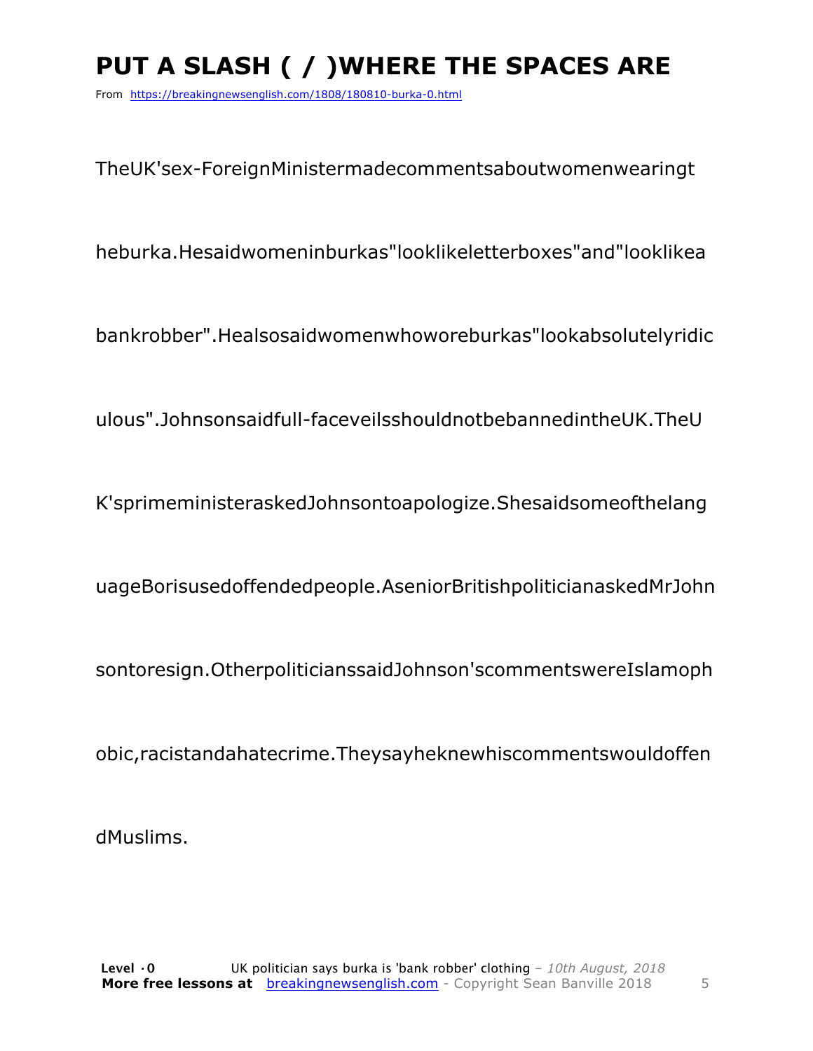# PUT A SLASH ( / )WHERE THE SPACES ARE

From https://breakingnewsenglish.com/1808/180810-burka-0.html

TheUK'sex-ForeignMinistermadecommentsaboutwomenwearingt

heburka.Hesaidwomeninburkas"looklikeletterboxes"and"looklikea

bankrobber".Healsosaidwomenwhoworeburkas"lookabsolutelyridic

ulous".Johnsonsaidfull-faceveilsshouldnotbebannedintheUK.TheU

K'sprimeministeraskedJohnsontoapologize.Shesaidsomeofthelang

uageBorisusedoffendedpeople.AseniorBritishpoliticianaskedMrJohn

sontoresign.OtherpoliticianssaidJohnson'scommentswereIslamoph

obic,racistandahatecrime.Theysayheknewhiscommentswouldoffen

dMuslims.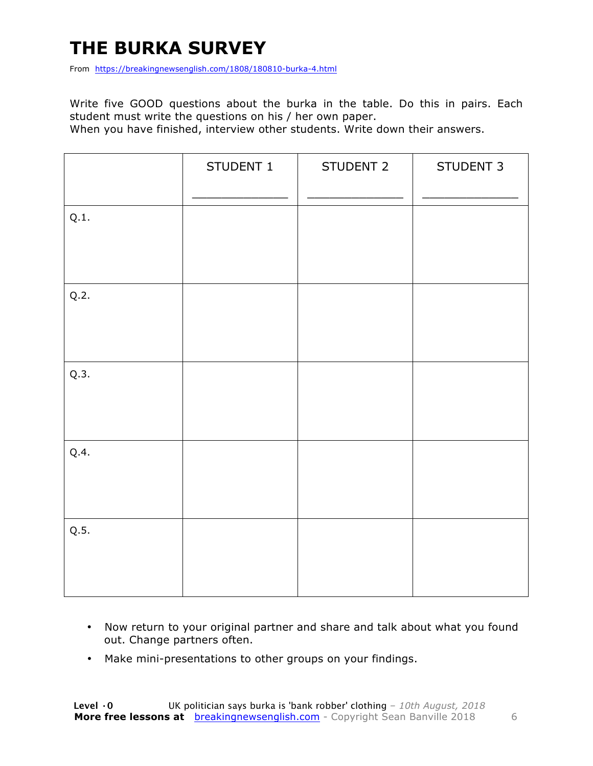# THE BURKA SURVEY

From https://breakingnewsenglish.com/1808/180810-burka-4.html

Write five GOOD questions about the burka in the table. Do this in pairs. Each student must write the questions on his / her own paper.
When you have finished, interview other students. Write down their answers.

| | STUDENT 1<br>_____________ | STUDENT 2<br>_____________ | STUDENT 3<br>_____________ |
|---|---|---|---|
| Q.1. | | | |
| Q.2. | | | |
| Q.3. | | | |
| Q.4. | | | |
| Q.5. | | | |

- Now return to your original partner and share and talk about what you found out. Change partners often.
- Make mini-presentations to other groups on your findings.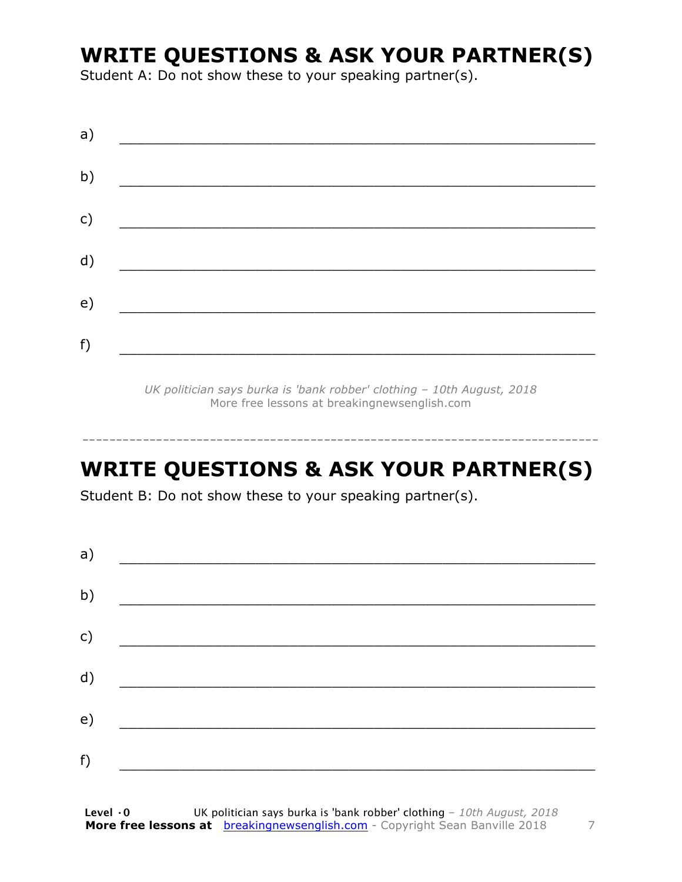## WRITE QUESTIONS & ASK YOUR PARTNER(S)

Student A: Do not show these to your speaking partner(s).

a) ___________________________________________________________

b) ___________________________________________________________

c) ___________________________________________________________

d) ___________________________________________________________

e) ___________________________________________________________

f) ___________________________________________________________

*UK politician says burka is 'bank robber' clothing – 10th August, 2018*
More free lessons at breakingnewsenglish.com

---

## WRITE QUESTIONS & ASK YOUR PARTNER(S)

Student B: Do not show these to your speaking partner(s).

a) ___________________________________________________________

b) ___________________________________________________________

c) ___________________________________________________________

d) ___________________________________________________________

e) ___________________________________________________________

f) ___________________________________________________________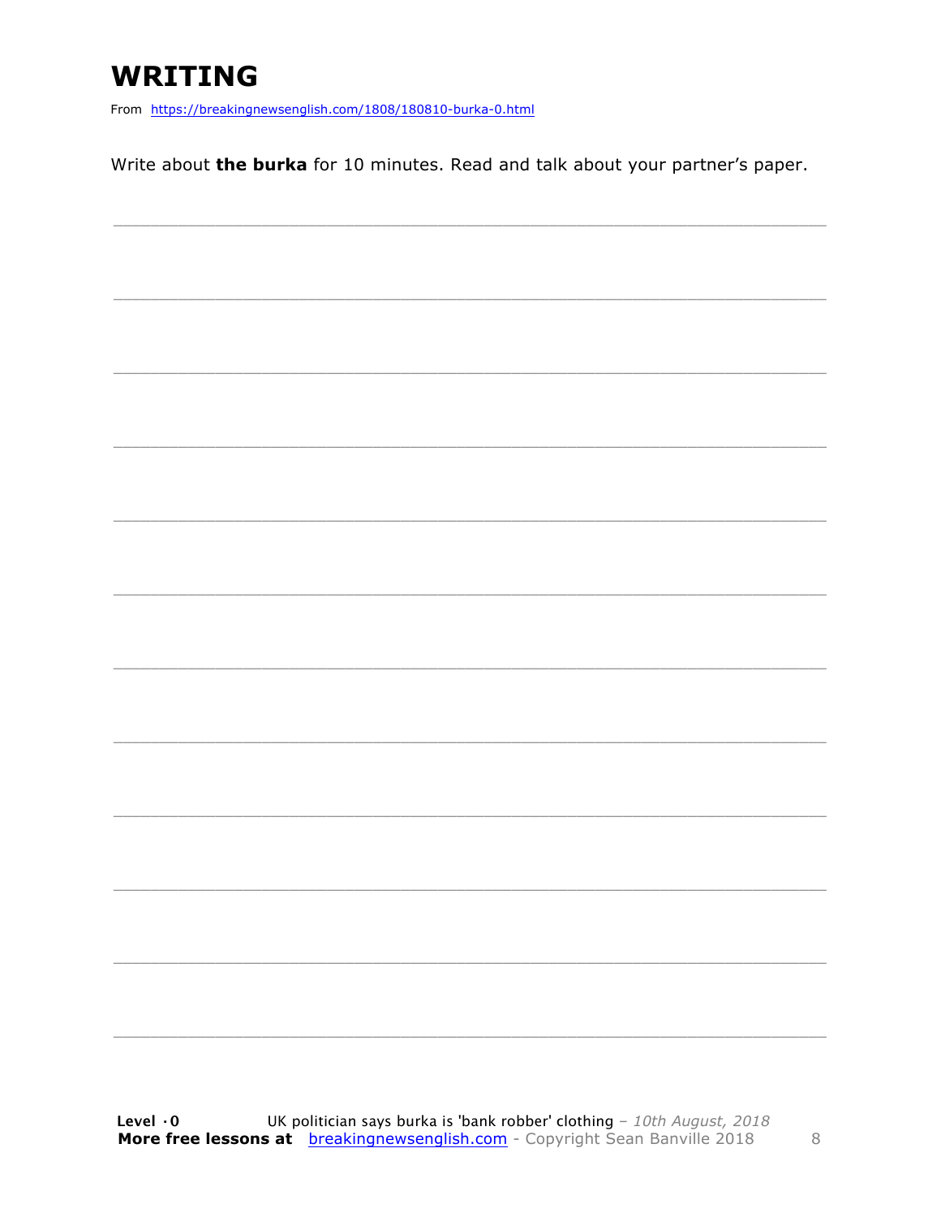# WRITING

From https://breakingnewsenglish.com/1808/180810-burka-0.html

Write about **the burka** for 10 minutes. Read and talk about your partner's paper.

___________________________________________________________________________

___________________________________________________________________________

___________________________________________________________________________

___________________________________________________________________________

___________________________________________________________________________

___________________________________________________________________________

___________________________________________________________________________

___________________________________________________________________________

___________________________________________________________________________

___________________________________________________________________________

___________________________________________________________________________

___________________________________________________________________________